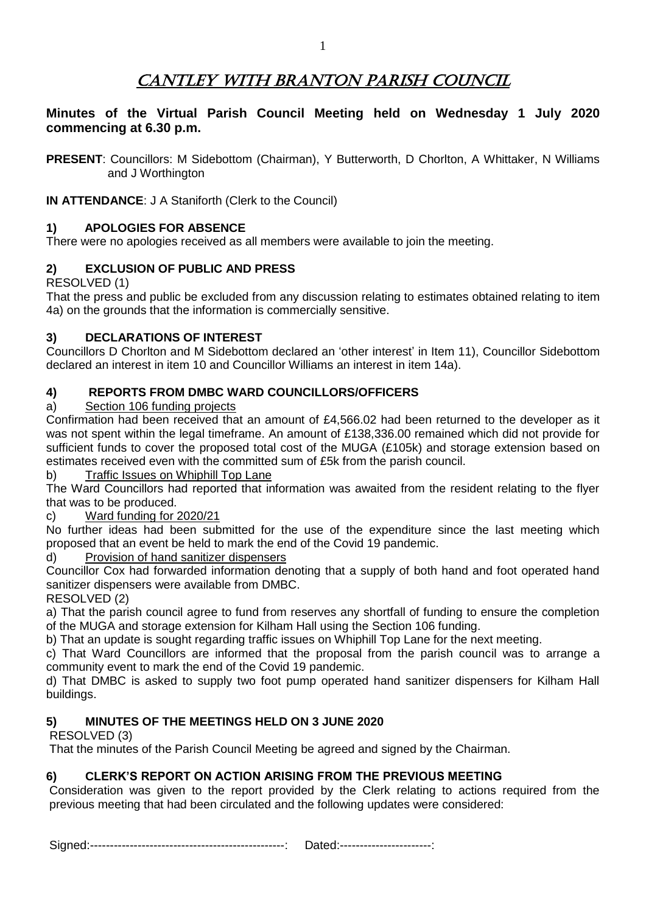# CANTLEY WITH BRANTON PARISH COUNCIL

**Minutes of the Virtual Parish Council Meeting held on Wednesday 1 July 2020 commencing at 6.30 p.m.**

**PRESENT**: Councillors: M Sidebottom (Chairman), Y Butterworth, D Chorlton, A Whittaker, N Williams and J Worthington

**IN ATTENDANCE**: J A Staniforth (Clerk to the Council)

### 1) APOLOGIES FOR ABSENCE

There were no apologies received as all members were available to join the meeting.

### 2) EXCLUSION OF PUBLIC AND PRESS

RESOLVED (1)

That the press and public be excluded from any discussion relating to estimates obtained relating to item 4a) on the grounds that the information is commercially sensitive.

### 3) DECLARATIONS OF INTEREST

Councillors D Chorlton and M Sidebottom declared an 'other interest' in Item 11), Councillor Sidebottom declared an interest in item 10 and Councillor Williams an interest in item 14a).

### 4) REPORTS FROM DMBC WARD COUNCILLORS/OFFICERS

a) Section 106 funding projects

Confirmation had been received that an amount of £4,566.02 had been returned to the developer as it was not spent within the legal timeframe. An amount of £138,336.00 remained which did not provide for sufficient funds to cover the proposed total cost of the MUGA (£105k) and storage extension based on estimates received even with the committed sum of £5k from the parish council.

b) Traffic Issues on Whiphill Top Lane

The Ward Councillors had reported that information was awaited from the resident relating to the flyer that was to be produced.

c) Ward funding for 2020/21

No further ideas had been submitted for the use of the expenditure since the last meeting which proposed that an event be held to mark the end of the Covid 19 pandemic.

d) Provision of hand sanitizer dispensers

Councillor Cox had forwarded information denoting that a supply of both hand and foot operated hand sanitizer dispensers were available from DMBC.

RESOLVED (2)

a) That the parish council agree to fund from reserves any shortfall of funding to ensure the completion of the MUGA and storage extension for Kilham Hall using the Section 106 funding.

b) That an update is sought regarding traffic issues on Whiphill Top Lane for the next meeting.

c) That Ward Councillors are informed that the proposal from the parish council was to arrange a community event to mark the end of the Covid 19 pandemic.

d) That DMBC is asked to supply two foot pump operated hand sanitizer dispensers for Kilham Hall buildings.

### 5) MINUTES OF THE MEETINGS HELD ON 3 JUNE 2020

RESOLVED (3)

That the minutes of the Parish Council Meeting be agreed and signed by the Chairman.

### 6) CLERK'S REPORT ON ACTION ARISING FROM THE PREVIOUS MEETING

Consideration was given to the report provided by the Clerk relating to actions required from the previous meeting that had been circulated and the following updates were considered:

Signed:-------------------------------------------------: Dated:-----------------------: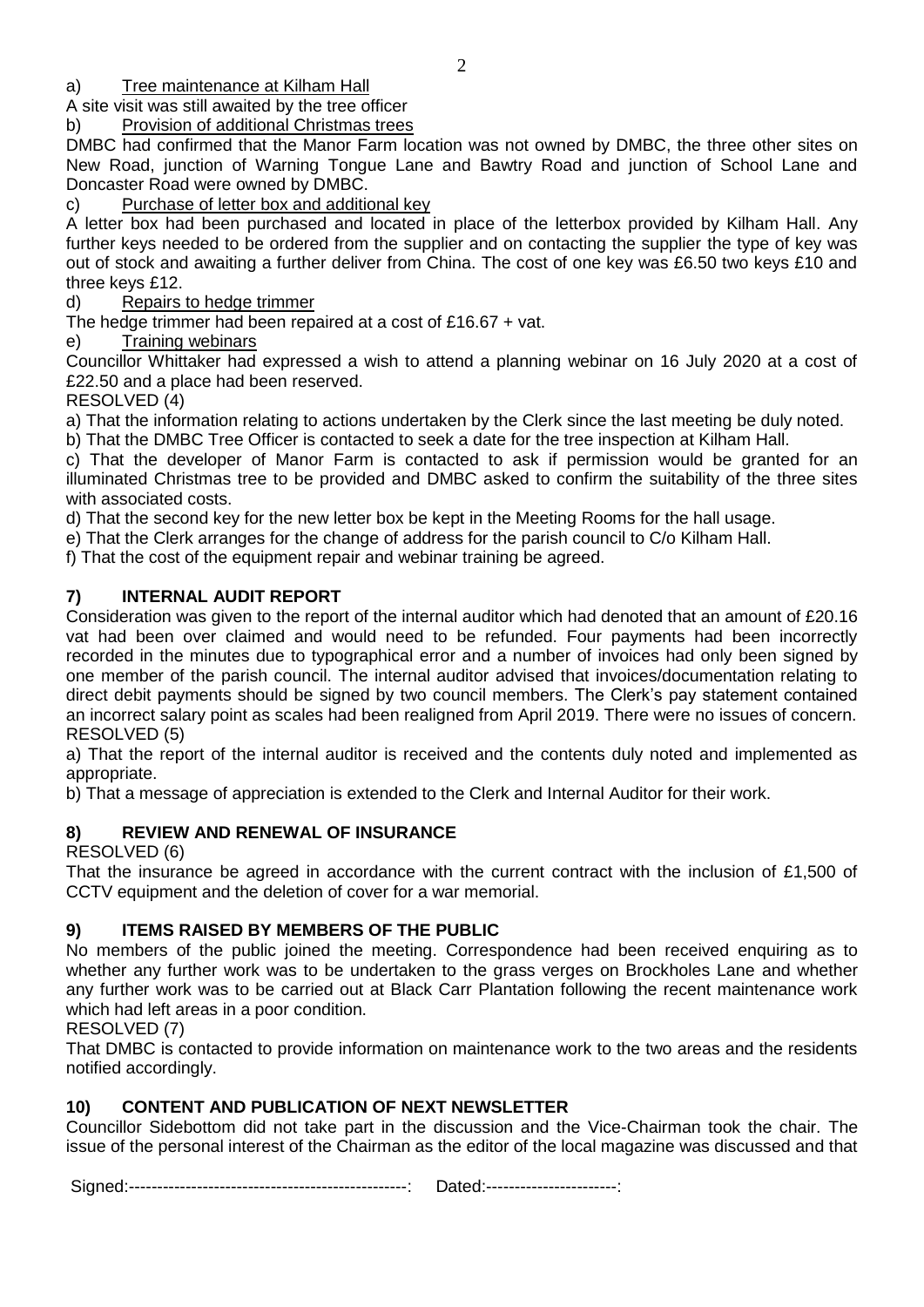a) Tree maintenance at Kilham Hall

A site visit was still awaited by the tree officer

b) Provision of additional Christmas trees

DMBC had confirmed that the Manor Farm location was not owned by DMBC, the three other sites on New Road, junction of Warning Tongue Lane and Bawtry Road and junction of School Lane and Doncaster Road were owned by DMBC.

c) Purchase of letter box and additional key

A letter box had been purchased and located in place of the letterbox provided by Kilham Hall. Any further keys needed to be ordered from the supplier and on contacting the supplier the type of key was out of stock and awaiting a further deliver from China. The cost of one key was £6.50 two keys £10 and three keys £12.

d) Repairs to hedge trimmer

The hedge trimmer had been repaired at a cost of £16.67 + vat.

e) Training webinars

Councillor Whittaker had expressed a wish to attend a planning webinar on 16 July 2020 at a cost of £22.50 and a place had been reserved.

RESOLVED (4)

a) That the information relating to actions undertaken by the Clerk since the last meeting be duly noted.

b) That the DMBC Tree Officer is contacted to seek a date for the tree inspection at Kilham Hall.

c) That the developer of Manor Farm is contacted to ask if permission would be granted for an illuminated Christmas tree to be provided and DMBC asked to confirm the suitability of the three sites with associated costs.

d) That the second key for the new letter box be kept in the Meeting Rooms for the hall usage.

e) That the Clerk arranges for the change of address for the parish council to C/o Kilham Hall.

f) That the cost of the equipment repair and webinar training be agreed.

## 7) INTERNAL AUDIT REPORT

Consideration was given to the report of the internal auditor which had denoted that an amount of £20.16 vat had been over claimed and would need to be refunded. Four payments had been incorrectly recorded in the minutes due to typographical error and a number of invoices had only been signed by one member of the parish council. The internal auditor advised that invoices/documentation relating to direct debit payments should be signed by two council members. The Clerk's pay statement contained an incorrect salary point as scales had been realigned from April 2019. There were no issues of concern.

RESOLVED (5)

a) That the report of the internal auditor is received and the contents duly noted and implemented as appropriate.

b) That a message of appreciation is extended to the Clerk and Internal Auditor for their work.

## 8) REVIEW AND RENEWAL OF INSURANCE

RESOLVED (6)

That the insurance be agreed in accordance with the current contract with the inclusion of £1,500 of CCTV equipment and the deletion of cover for a war memorial.

## 9) ITEMS RAISED BY MEMBERS OF THE PUBLIC

No members of the public joined the meeting. Correspondence had been received enquiring as to whether any further work was to be undertaken to the grass verges on Brockholes Lane and whether any further work was to be carried out at Black Carr Plantation following the recent maintenance work which had left areas in a poor condition.

RESOLVED (7)

That DMBC is contacted to provide information on maintenance work to the two areas and the residents notified accordingly.

## 10) CONTENT AND PUBLICATION OF NEXT NEWSLETTER

Councillor Sidebottom did not take part in the discussion and the Vice-Chairman took the chair. The issue of the personal interest of the Chairman as the editor of the local magazine was discussed and that

Signed:-------------------------------------------------: Dated:----------------------: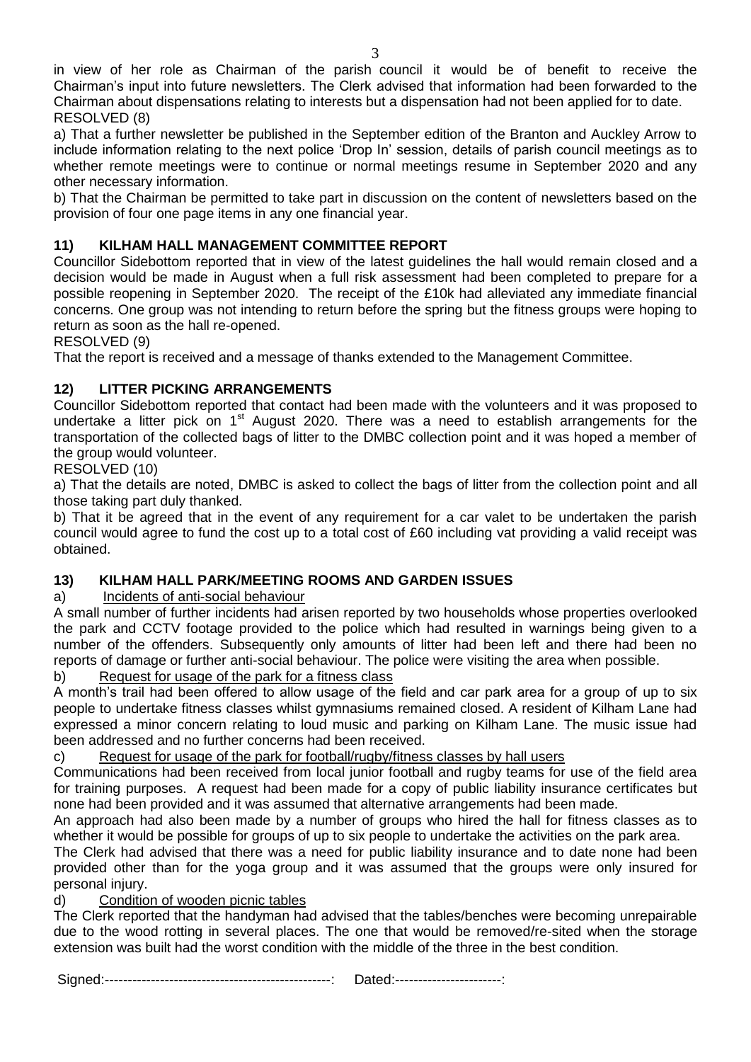in view of her role as Chairman of the parish council it would be of benefit to receive the Chairman's input into future newsletters. The Clerk advised that information had been forwarded to the Chairman about dispensations relating to interests but a dispensation had not been applied for to date.
RESOLVED (8)

a) That a further newsletter be published in the September edition of the Branton and Auckley Arrow to include information relating to the next police 'Drop In' session, details of parish council meetings as to whether remote meetings were to continue or normal meetings resume in September 2020 and any other necessary information.

b) That the Chairman be permitted to take part in discussion on the content of newsletters based on the provision of four one page items in any one financial year.

## 11) KILHAM HALL MANAGEMENT COMMITTEE REPORT

Councillor Sidebottom reported that in view of the latest guidelines the hall would remain closed and a decision would be made in August when a full risk assessment had been completed to prepare for a possible reopening in September 2020. The receipt of the £10k had alleviated any immediate financial concerns. One group was not intending to return before the spring but the fitness groups were hoping to return as soon as the hall re-opened.

RESOLVED (9)

That the report is received and a message of thanks extended to the Management Committee.

## 12) LITTER PICKING ARRANGEMENTS

Councillor Sidebottom reported that contact had been made with the volunteers and it was proposed to undertake a litter pick on 1st August 2020. There was a need to establish arrangements for the transportation of the collected bags of litter to the DMBC collection point and it was hoped a member of the group would volunteer.

RESOLVED (10)

a) That the details are noted, DMBC is asked to collect the bags of litter from the collection point and all those taking part duly thanked.

b) That it be agreed that in the event of any requirement for a car valet to be undertaken the parish council would agree to fund the cost up to a total cost of £60 including vat providing a valid receipt was obtained.

## 13) KILHAM HALL PARK/MEETING ROOMS AND GARDEN ISSUES

a) Incidents of anti-social behaviour

A small number of further incidents had arisen reported by two households whose properties overlooked the park and CCTV footage provided to the police which had resulted in warnings being given to a number of the offenders. Subsequently only amounts of litter had been left and there had been no reports of damage or further anti-social behaviour. The police were visiting the area when possible.

b) Request for usage of the park for a fitness class

A month's trail had been offered to allow usage of the field and car park area for a group of up to six people to undertake fitness classes whilst gymnasiums remained closed. A resident of Kilham Lane had expressed a minor concern relating to loud music and parking on Kilham Lane. The music issue had been addressed and no further concerns had been received.

c) Request for usage of the park for football/rugby/fitness classes by hall users

Communications had been received from local junior football and rugby teams for use of the field area for training purposes. A request had been made for a copy of public liability insurance certificates but none had been provided and it was assumed that alternative arrangements had been made.

An approach had also been made by a number of groups who hired the hall for fitness classes as to whether it would be possible for groups of up to six people to undertake the activities on the park area.

The Clerk had advised that there was a need for public liability insurance and to date none had been provided other than for the yoga group and it was assumed that the groups were only insured for personal injury.

d) Condition of wooden picnic tables

The Clerk reported that the handyman had advised that the tables/benches were becoming unrepairable due to the wood rotting in several places. The one that would be removed/re-sited when the storage extension was built had the worst condition with the middle of the three in the best condition.

Signed:-------------------------------------------------: Dated:----------------------: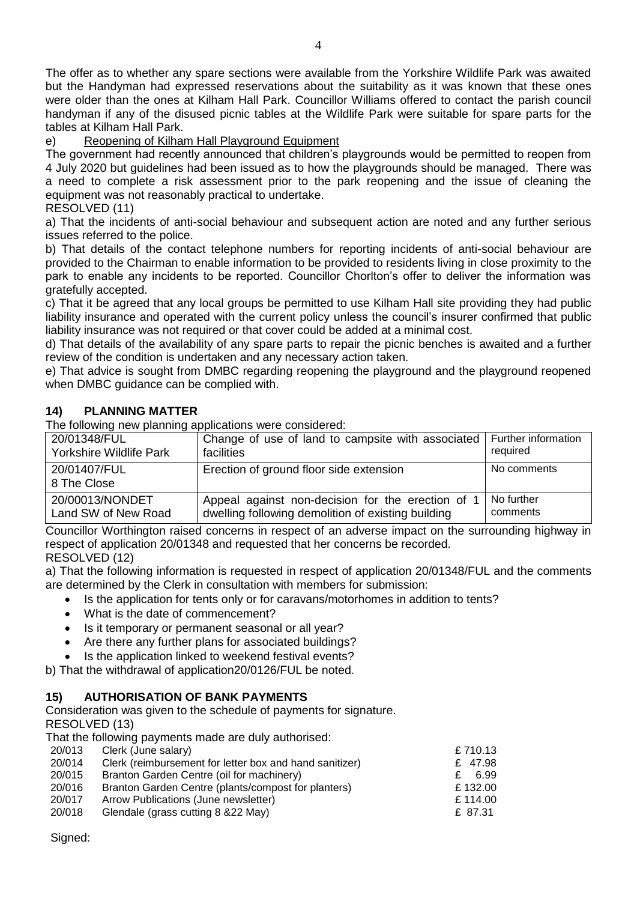The offer as to whether any spare sections were available from the Yorkshire Wildlife Park was awaited but the Handyman had expressed reservations about the suitability as it was known that these ones were older than the ones at Kilham Hall Park. Councillor Williams offered to contact the parish council handyman if any of the disused picnic tables at the Wildlife Park were suitable for spare parts for the tables at Kilham Hall Park.

e) Reopening of Kilham Hall Playground Equipment

The government had recently announced that children's playgrounds would be permitted to reopen from 4 July 2020 but guidelines had been issued as to how the playgrounds should be managed. There was a need to complete a risk assessment prior to the park reopening and the issue of cleaning the equipment was not reasonably practical to undertake.

RESOLVED (11)

a) That the incidents of anti-social behaviour and subsequent action are noted and any further serious issues referred to the police.

b) That details of the contact telephone numbers for reporting incidents of anti-social behaviour are provided to the Chairman to enable information to be provided to residents living in close proximity to the park to enable any incidents to be reported. Councillor Chorlton's offer to deliver the information was gratefully accepted.

c) That it be agreed that any local groups be permitted to use Kilham Hall site providing they had public liability insurance and operated with the current policy unless the council's insurer confirmed that public liability insurance was not required or that cover could be added at a minimal cost.

d) That details of the availability of any spare parts to repair the picnic benches is awaited and a further review of the condition is undertaken and any necessary action taken.

e) That advice is sought from DMBC regarding reopening the playground and the playground reopened when DMBC guidance can be complied with.

## 14) PLANNING MATTER

The following new planning applications were considered:

| | | |
|---|---|---|
| 20/01348/FUL<br>Yorkshire Wildlife Park | Change of use of land to campsite with associated facilities | Further information required |
| 20/01407/FUL<br>8 The Close | Erection of ground floor side extension | No comments |
| 20/00013/NONDET<br>Land SW of New Road | Appeal against non-decision for the erection of 1 dwelling following demolition of existing building | No further comments |

Councillor Worthington raised concerns in respect of an adverse impact on the surrounding highway in respect of application 20/01348 and requested that her concerns be recorded.

RESOLVED (12)

a) That the following information is requested in respect of application 20/01348/FUL and the comments are determined by the Clerk in consultation with members for submission:

- Is the application for tents only or for caravans/motorhomes in addition to tents?
- What is the date of commencement?
- Is it temporary or permanent seasonal or all year?
- Are there any further plans for associated buildings?
- Is the application linked to weekend festival events?

b) That the withdrawal of application20/0126/FUL be noted.

## 15) AUTHORISATION OF BANK PAYMENTS

Consideration was given to the schedule of payments for signature.

RESOLVED (13)

That the following payments made are duly authorised:

| | | |
|---|---|---|
| 20/013 | Clerk (June salary) | £ 710.13 |
| 20/014 | Clerk (reimbursement for letter box and hand sanitizer) | £ 47.98 |
| 20/015 | Branton Garden Centre (oil for machinery) | £ 6.99 |
| 20/016 | Branton Garden Centre (plants/compost for planters) | £ 132.00 |
| 20/017 | Arrow Publications (June newsletter) | £ 114.00 |
| 20/018 | Glendale (grass cutting 8 &22 May) | £ 87.31 |

Signed: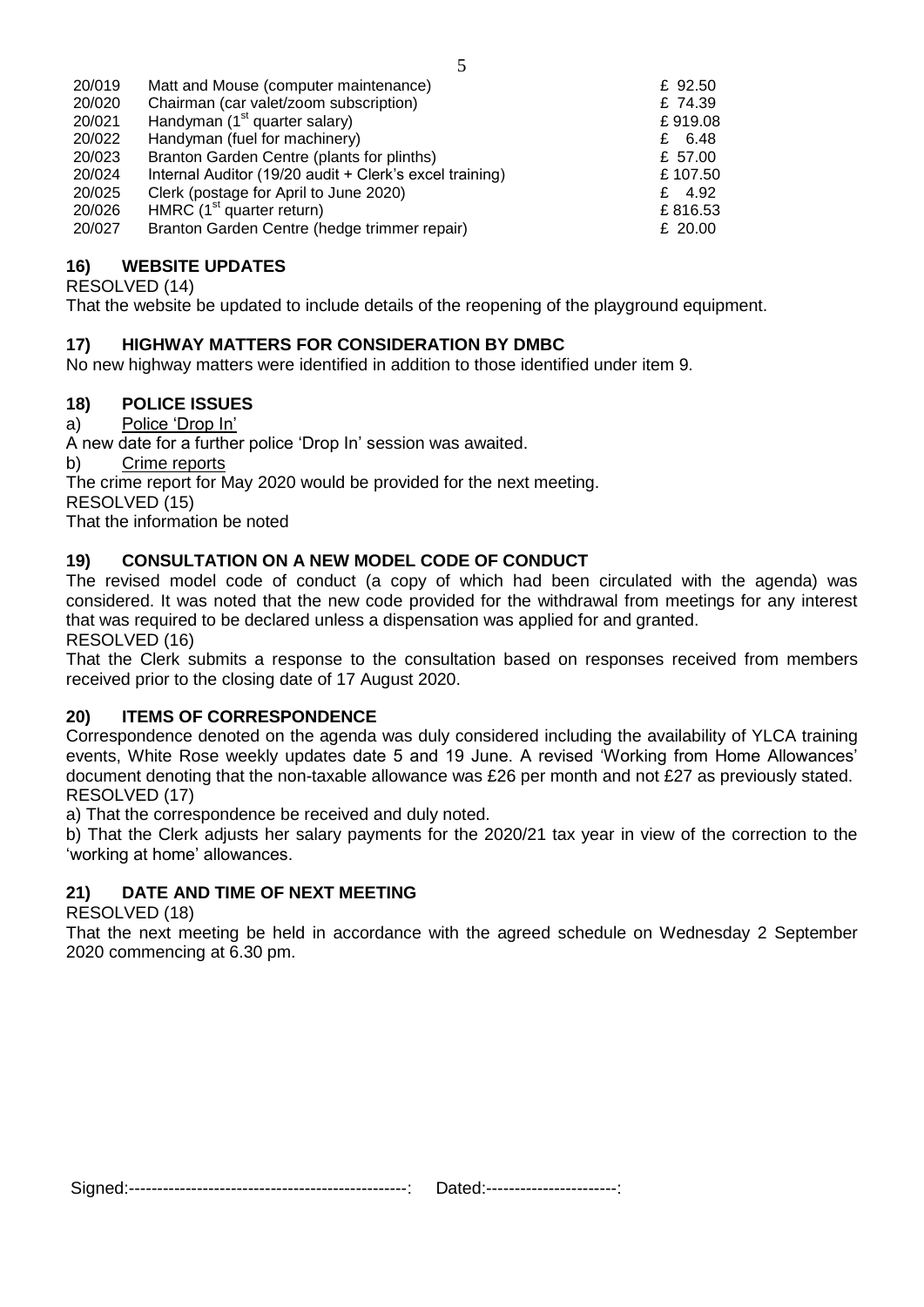| | | |
|---|---|---|
| 20/019 | Matt and Mouse (computer maintenance) | £ 92.50 |
| 20/020 | Chairman (car valet/zoom subscription) | £ 74.39 |
| 20/021 | Handyman (1st quarter salary) | £ 919.08 |
| 20/022 | Handyman (fuel for machinery) | £ 6.48 |
| 20/023 | Branton Garden Centre (plants for plinths) | £ 57.00 |
| 20/024 | Internal Auditor (19/20 audit + Clerk's excel training) | £ 107.50 |
| 20/025 | Clerk (postage for April to June 2020) | £ 4.92 |
| 20/026 | HMRC (1st quarter return) | £ 816.53 |
| 20/027 | Branton Garden Centre (hedge trimmer repair) | £ 20.00 |

## 16) WEBSITE UPDATES

RESOLVED (14)

That the website be updated to include details of the reopening of the playground equipment.

## 17) HIGHWAY MATTERS FOR CONSIDERATION BY DMBC

No new highway matters were identified in addition to those identified under item 9.

## 18) POLICE ISSUES

a) Police 'Drop In'

A new date for a further police 'Drop In' session was awaited.

b) Crime reports

The crime report for May 2020 would be provided for the next meeting.

RESOLVED (15)

That the information be noted

## 19) CONSULTATION ON A NEW MODEL CODE OF CONDUCT

The revised model code of conduct (a copy of which had been circulated with the agenda) was considered. It was noted that the new code provided for the withdrawal from meetings for any interest that was required to be declared unless a dispensation was applied for and granted.

RESOLVED (16)

That the Clerk submits a response to the consultation based on responses received from members received prior to the closing date of 17 August 2020.

## 20) ITEMS OF CORRESPONDENCE

Correspondence denoted on the agenda was duly considered including the availability of YLCA training events, White Rose weekly updates date 5 and 19 June. A revised 'Working from Home Allowances' document denoting that the non-taxable allowance was £26 per month and not £27 as previously stated.

RESOLVED (17)

a) That the correspondence be received and duly noted.

b) That the Clerk adjusts her salary payments for the 2020/21 tax year in view of the correction to the 'working at home' allowances.

## 21) DATE AND TIME OF NEXT MEETING

RESOLVED (18)

That the next meeting be held in accordance with the agreed schedule on Wednesday 2 September 2020 commencing at 6.30 pm.

Signed:------------------------------------------------: Dated:----------------------: